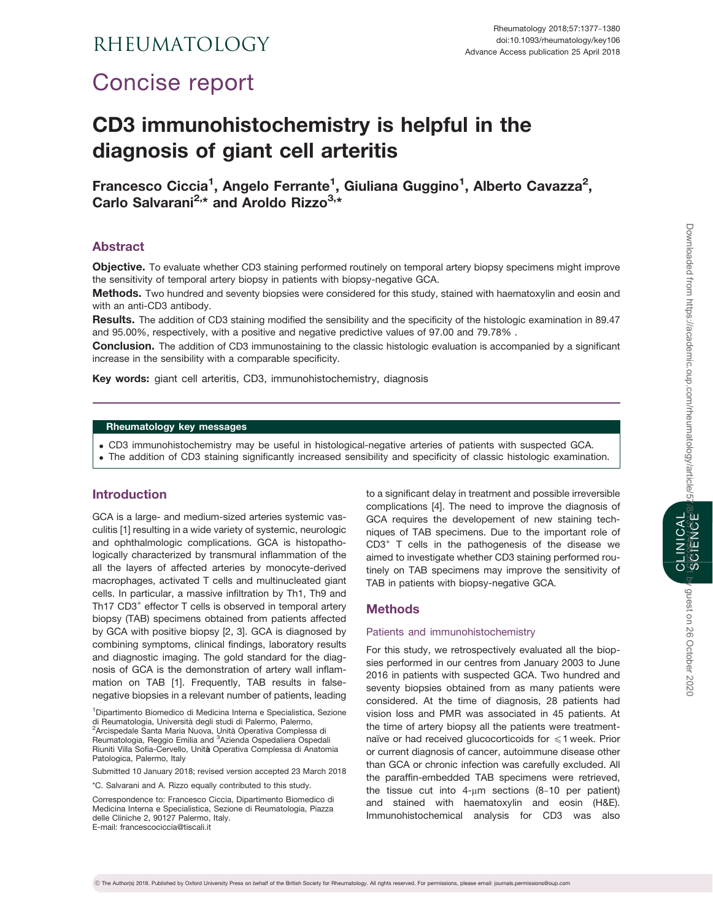# Concise report

# CD3 immunohistochemistry is helpful in the diagnosis of giant cell arteritis

**Francesco Ciccia[1], Angelo Ferrante[1], Giuliana Guggino[1], Alberto Cavazza[2], Carlo Salvarani[2,*] and Aroldo Rizzo[3,*]**

## Abstract

**Objective.** To evaluate whether CD3 staining performed routinely on temporal artery biopsy specimens might improve the sensitivity of temporal artery biopsy in patients with biopsy-negative GCA.

**Methods.** Two hundred and seventy biopsies were considered for this study, stained with haematoxylin and eosin and with an anti-CD3 antibody.

**Results.** The addition of CD3 staining modified the sensibility and the specificity of the histologic examination in 89.47 and 95.00%, respectively, with a positive and negative predictive values of 97.00 and 79.78% .

**Conclusion.** The addition of CD3 immunostaining to the classic histologic evaluation is accompanied by a significant increase in the sensibility with a comparable specificity.

**Key words:** giant cell arteritis, CD3, immunohistochemistry, diagnosis

**Rheumatology key messages**

- CD3 immunohistochemistry may be useful in histological-negative arteries of patients with suspected GCA.
- The addition of CD3 staining significantly increased sensibility and specificity of classic histologic examination.

## Introduction

GCA is a large- and medium-sized arteries systemic vasculitis [1] resulting in a wide variety of systemic, neurologic and ophthalmologic complications. GCA is histopathologically characterized by transmural inflammation of the all the layers of affected arteries by monocyte-derived macrophages, activated T cells and multinucleated giant cells. In particular, a massive infiltration by Th1, Th9 and Th17 $CD3^+$ effector T cells is observed in temporal artery biopsy (TAB) specimens obtained from patients affected by GCA with positive biopsy [2, 3]. GCA is diagnosed by combining symptoms, clinical findings, laboratory results and diagnostic imaging. The gold standard for the diagnosis of GCA is the demonstration of artery wall inflammation on TAB [1]. Frequently, TAB results in false-negative biopsies in a relevant number of patients, leading to a significant delay in treatment and possible irreversible complications [4]. The need to improve the diagnosis of GCA requires the developement of new staining techniques of TAB specimens. Due to the important role of $CD3^+$ T cells in the pathogenesis of the disease we aimed to investigate whether CD3 staining performed routinely on TAB specimens may improve the sensitivity of TAB in patients with biopsy-negative GCA.

## Methods

### Patients and immunohistochemistry

For this study, we retrospectively evaluated all the biopsies performed in our centres from January 2003 to June 2016 in patients with suspected GCA. Two hundred and seventy biopsies obtained from as many patients were considered. At the time of diagnosis, 28 patients had vision loss and PMR was associated in 45 patients. At the time of artery biopsy all the patients were treatment-naïve or had received glucocorticoids for $\leqslant$1 week. Prior or current diagnosis of cancer, autoimmune disease other than GCA or chronic infection was carefully excluded. All the paraffin-embedded TAB specimens were retrieved, the tissue cut into 4-μm sections (8–10 per patient) and stained with haematoxylin and eosin (H&E). Immunohistochemical analysis for CD3 was also

[1]Dipartimento Biomedico di Medicina Interna e Specialistica, Sezione di Reumatologia, Università degli studi di Palermo, Palermo, [2]Arcispedale Santa Maria Nuova, Unità Operativa Complessa di Reumatologia, Reggio Emilia and [3]Azienda Ospedaliera Ospedali Riuniti Villa Sofia-Cervello, Unità Operativa Complessa di Anatomia Patologica, Palermo, Italy

Submitted 10 January 2018; revised version accepted 23 March 2018

*C. Salvarani and A. Rizzo equally contributed to this study.

Correspondence to: Francesco Ciccia, Dipartimento Biomedico di Medicina Interna e Specialistica, Sezione di Reumatologia, Piazza delle Cliniche 2, 90127 Palermo, Italy. E-mail: francescociccia@tiscali.it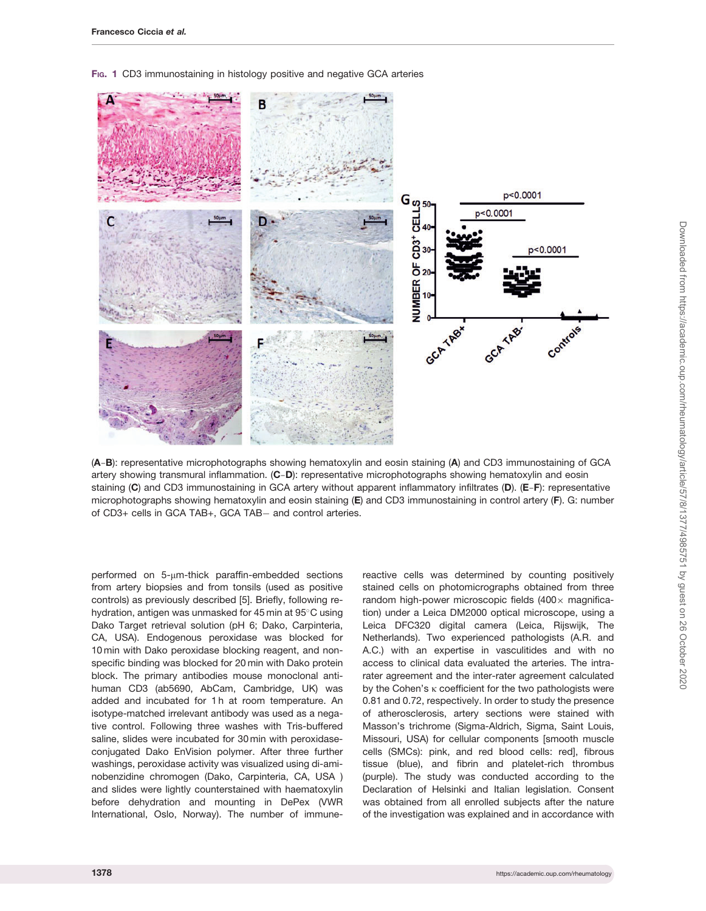**Fig. 1** CD3 immunostaining in histology positive and negative GCA arteries

(**A**–**B**): representative microphotographs showing hematoxylin and eosin staining (**A**) and CD3 immunostaining of GCA artery showing transmural inflammation. (**C**–**D**): representative microphotographs showing hematoxylin and eosin staining (**C**) and CD3 immunostaining in GCA artery without apparent inflammatory infiltrates (**D**). (**E**–**F**): representative microphotographs showing hematoxylin and eosin staining (**E**) and CD3 immunostaining in control artery (**F**). G: number of CD3+ cells in GCA TAB+, GCA TAB− and control arteries.

performed on 5-μm-thick paraffin-embedded sections from artery biopsies and from tonsils (used as positive controls) as previously described [5]. Briefly, following rehydration, antigen was unmasked for 45 min at 95°C using Dako Target retrieval solution (pH 6; Dako, Carpinteria, CA, USA). Endogenous peroxidase was blocked for 10 min with Dako peroxidase blocking reagent, and non-specific binding was blocked for 20 min with Dako protein block. The primary antibodies mouse monoclonal anti-human CD3 (ab5690, AbCam, Cambridge, UK) was added and incubated for 1 h at room temperature. An isotype-matched irrelevant antibody was used as a negative control. Following three washes with Tris-buffered saline, slides were incubated for 30 min with peroxidase-conjugated Dako EnVision polymer. After three further washings, peroxidase activity was visualized using di-aminobenzidine chromogen (Dako, Carpinteria, CA, USA ) and slides were lightly counterstained with haematoxylin before dehydration and mounting in DePex (VWR International, Oslo, Norway). The number of immune-reactive cells was determined by counting positively stained cells on photomicrographs obtained from three random high-power microscopic fields (400× magnification) under a Leica DM2000 optical microscope, using a Leica DFC320 digital camera (Leica, Rijswijk, The Netherlands). Two experienced pathologists (A.R. and A.C.) with an expertise in vasculitides and with no access to clinical data evaluated the arteries. The intra-rater agreement and the inter-rater agreement calculated by the Cohen's κ coefficient for the two pathologists were 0.81 and 0.72, respectively. In order to study the presence of atherosclerosis, artery sections were stained with Masson's trichrome (Sigma-Aldrich, Sigma, Saint Louis, Missouri, USA) for cellular components [smooth muscle cells (SMCs): pink, and red blood cells: red], fibrous tissue (blue), and fibrin and platelet-rich thrombus (purple). The study was conducted according to the Declaration of Helsinki and Italian legislation. Consent was obtained from all enrolled subjects after the nature of the investigation was explained and in accordance with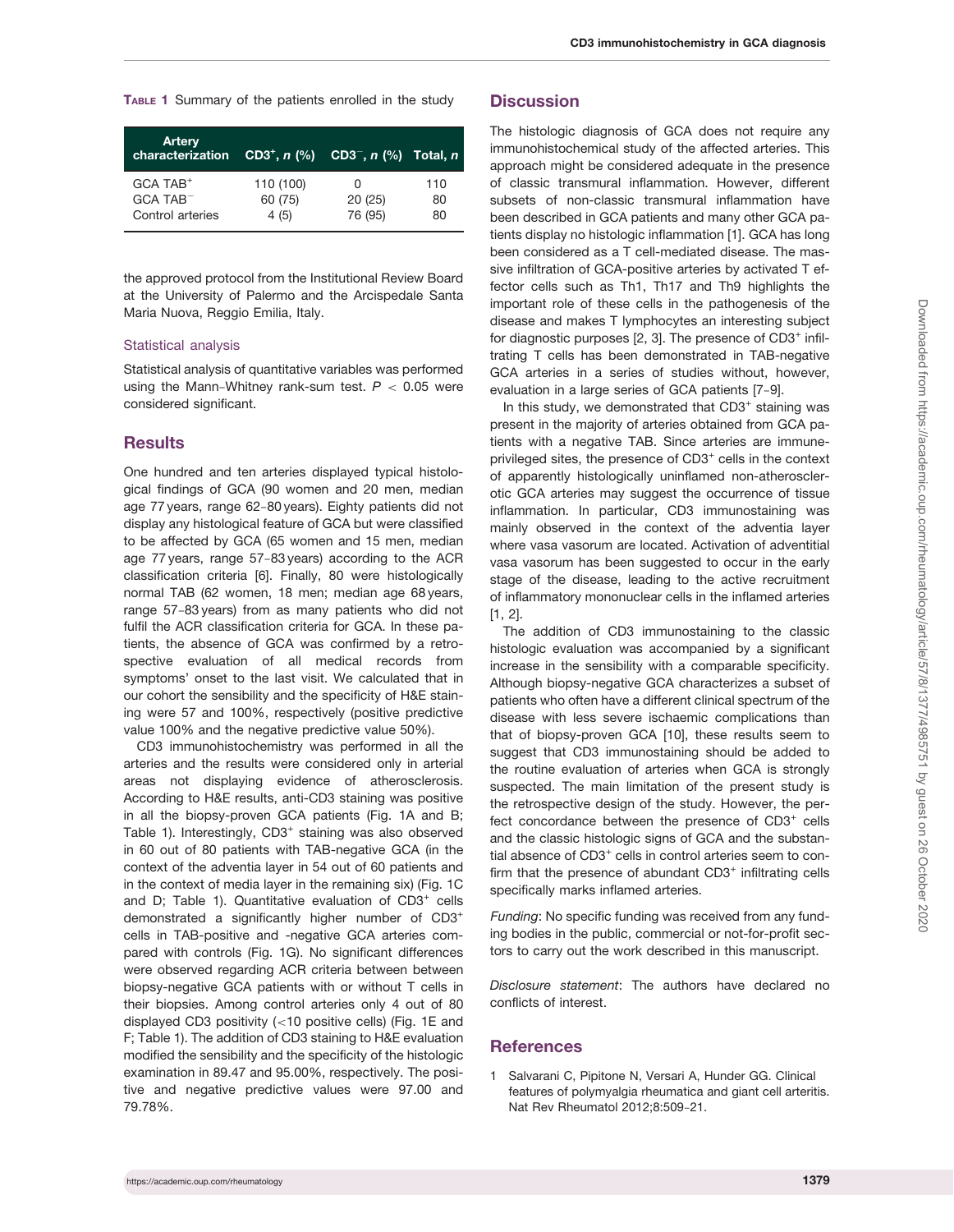**Table 1** Summary of the patients enrolled in the study

| Artery characterization | $CD3^{+}$, n (%) | $CD3^{-}$, n (%) | Total, n |
|---|---|---|---|
| GCA $TAB^{+}$ | 110 (100) | 0 | 110 |
| GCA $TAB^{-}$ | 60 (75) | 20 (25) | 80 |
| Control arteries | 4 (5) | 76 (95) | 80 |

the approved protocol from the Institutional Review Board at the University of Palermo and the Arcispedale Santa Maria Nuova, Reggio Emilia, Italy.

### Statistical analysis

Statistical analysis of quantitative variables was performed using the Mann–Whitney rank-sum test. $P < 0.05$ were considered significant.

## Results

One hundred and ten arteries displayed typical histological findings of GCA (90 women and 20 men, median age 77 years, range 62–80 years). Eighty patients did not display any histological feature of GCA but were classified to be affected by GCA (65 women and 15 men, median age 77 years, range 57–83 years) according to the ACR classification criteria [6]. Finally, 80 were histologically normal TAB (62 women, 18 men; median age 68 years, range 57–83 years) from as many patients who did not fulfil the ACR classification criteria for GCA. In these patients, the absence of GCA was confirmed by a retrospective evaluation of all medical records from symptoms' onset to the last visit. We calculated that in our cohort the sensibility and the specificity of H&E staining were 57 and 100%, respectively (positive predictive value 100% and the negative predictive value 50%).

CD3 immunohistochemistry was performed in all the arteries and the results were considered only in arterial areas not displaying evidence of atherosclerosis. According to H&E results, anti-CD3 staining was positive in all the biopsy-proven GCA patients (Fig. 1A and B; Table 1). Interestingly, $CD3^{+}$ staining was also observed in 60 out of 80 patients with TAB-negative GCA (in the context of the adventia layer in 54 out of 60 patients and in the context of media layer in the remaining six) (Fig. 1C and D; Table 1). Quantitative evaluation of $CD3^{+}$ cells demonstrated a significantly higher number of $CD3^{+}$ cells in TAB-positive and -negative GCA arteries compared with controls (Fig. 1G). No significant differences were observed regarding ACR criteria between between biopsy-negative GCA patients with or without T cells in their biopsies. Among control arteries only 4 out of 80 displayed CD3 positivity (<10 positive cells) (Fig. 1E and F; Table 1). The addition of CD3 staining to H&E evaluation modified the sensibility and the specificity of the histologic examination in 89.47 and 95.00%, respectively. The positive and negative predictive values were 97.00 and 79.78%.

## Discussion

The histologic diagnosis of GCA does not require any immunohistochemical study of the affected arteries. This approach might be considered adequate in the presence of classic transmural inflammation. However, different subsets of non-classic transmural inflammation have been described in GCA patients and many other GCA patients display no histologic inflammation [1]. GCA has long been considered as a T cell-mediated disease. The massive infiltration of GCA-positive arteries by activated T effector cells such as Th1, Th17 and Th9 highlights the important role of these cells in the pathogenesis of the disease and makes T lymphocytes an interesting subject for diagnostic purposes [2, 3]. The presence of $CD3^{+}$ infiltrating T cells has been demonstrated in TAB-negative GCA arteries in a series of studies without, however, evaluation in a large series of GCA patients [7–9].

In this study, we demonstrated that $CD3^{+}$ staining was present in the majority of arteries obtained from GCA patients with a negative TAB. Since arteries are immune-privileged sites, the presence of $CD3^{+}$ cells in the context of apparently histologically uninflamed non-atherosclerotic GCA arteries may suggest the occurrence of tissue inflammation. In particular, CD3 immunostaining was mainly observed in the context of the adventia layer where vasa vasorum are located. Activation of adventitial vasa vasorum has been suggested to occur in the early stage of the disease, leading to the active recruitment of inflammatory mononuclear cells in the inflamed arteries [1, 2].

The addition of CD3 immunostaining to the classic histologic evaluation was accompanied by a significant increase in the sensibility with a comparable specificity. Although biopsy-negative GCA characterizes a subset of patients who often have a different clinical spectrum of the disease with less severe ischaemic complications than that of biopsy-proven GCA [10], these results seem to suggest that CD3 immunostaining should be added to the routine evaluation of arteries when GCA is strongly suspected. The main limitation of the present study is the retrospective design of the study. However, the perfect concordance between the presence of $CD3^{+}$ cells and the classic histologic signs of GCA and the substantial absence of $CD3^{+}$ cells in control arteries seem to confirm that the presence of abundant $CD3^{+}$ infiltrating cells specifically marks inflamed arteries.

*Funding*: No specific funding was received from any funding bodies in the public, commercial or not-for-profit sectors to carry out the work described in this manuscript.

*Disclosure statement*: The authors have declared no conflicts of interest.

## References

1. Salvarani C, Pipitone N, Versari A, Hunder GG. Clinical features of polymyalgia rheumatica and giant cell arteritis. Nat Rev Rheumatol 2012;8:509–21.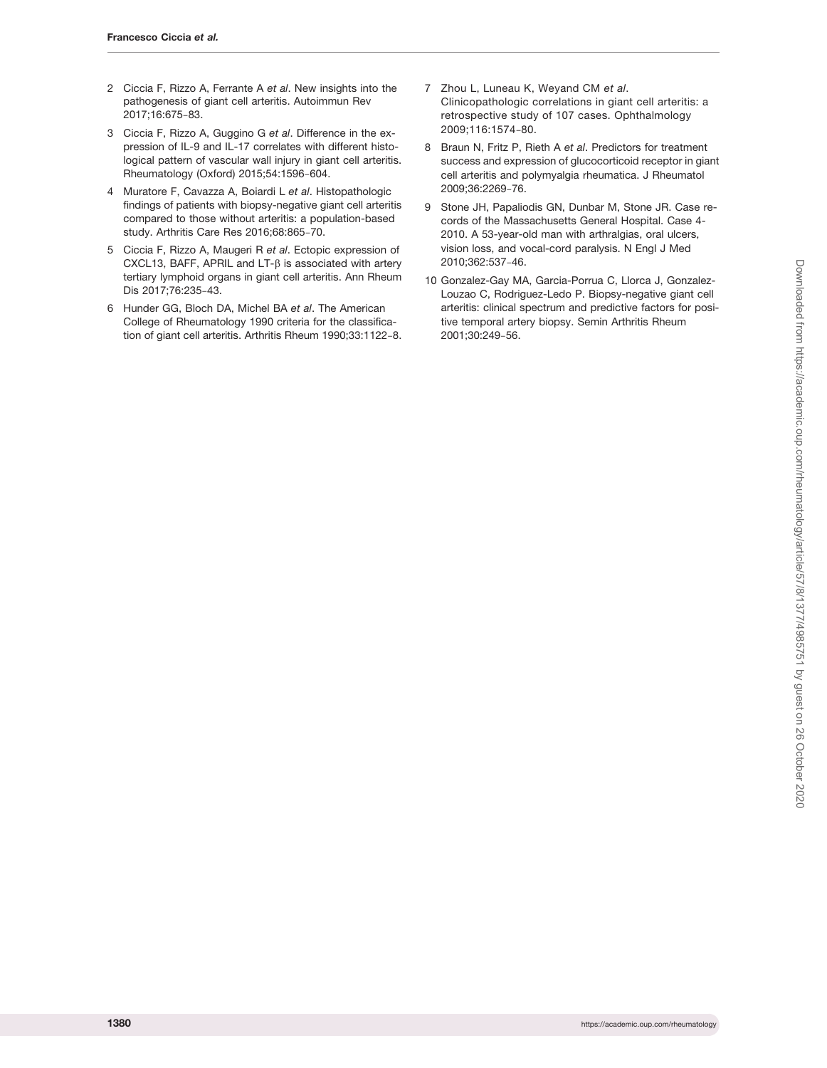2 Ciccia F, Rizzo A, Ferrante A *et al*. New insights into the pathogenesis of giant cell arteritis. Autoimmun Rev 2017;16:675–83.

3 Ciccia F, Rizzo A, Guggino G *et al*. Difference in the expression of IL-9 and IL-17 correlates with different histological pattern of vascular wall injury in giant cell arteritis. Rheumatology (Oxford) 2015;54:1596–604.

4 Muratore F, Cavazza A, Boiardi L *et al*. Histopathologic findings of patients with biopsy-negative giant cell arteritis compared to those without arteritis: a population-based study. Arthritis Care Res 2016;68:865–70.

5 Ciccia F, Rizzo A, Maugeri R *et al*. Ectopic expression of CXCL13, BAFF, APRIL and LT-β is associated with artery tertiary lymphoid organs in giant cell arteritis. Ann Rheum Dis 2017;76:235–43.

6 Hunder GG, Bloch DA, Michel BA *et al*. The American College of Rheumatology 1990 criteria for the classification of giant cell arteritis. Arthritis Rheum 1990;33:1122–8.

7 Zhou L, Luneau K, Weyand CM *et al*. Clinicopathologic correlations in giant cell arteritis: a retrospective study of 107 cases. Ophthalmology 2009;116:1574–80.

8 Braun N, Fritz P, Rieth A *et al*. Predictors for treatment success and expression of glucocorticoid receptor in giant cell arteritis and polymyalgia rheumatica. J Rheumatol 2009;36:2269–76.

9 Stone JH, Papaliodis GN, Dunbar M, Stone JR. Case records of the Massachusetts General Hospital. Case 4-2010. A 53-year-old man with arthralgias, oral ulcers, vision loss, and vocal-cord paralysis. N Engl J Med 2010;362:537–46.

10 Gonzalez-Gay MA, Garcia-Porrua C, Llorca J, Gonzalez-Louzao C, Rodriguez-Ledo P. Biopsy-negative giant cell arteritis: clinical spectrum and predictive factors for positive temporal artery biopsy. Semin Arthritis Rheum 2001;30:249–56.